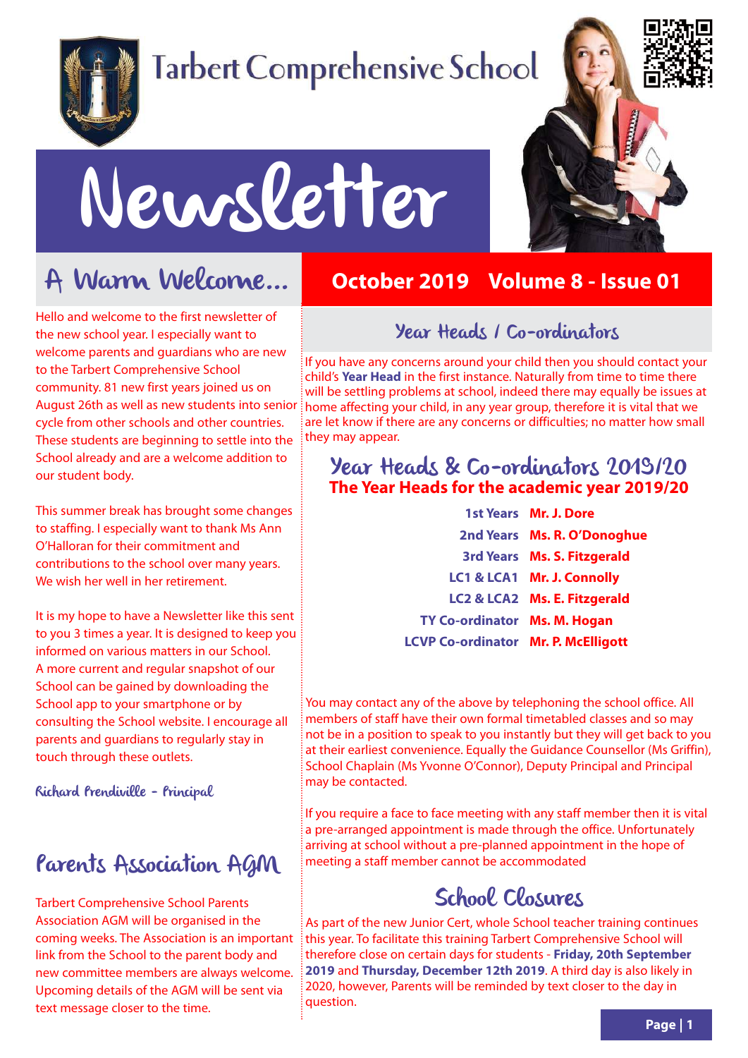# Tarbert Comprehensive School

# Newsletter

**October 2019 Volume 8 - Issue 01**

## A Warm Welcome...

Hello and welcome to the first newsletter of the new school year. I especially want to welcome parents and guardians who are new to the Tarbert Comprehensive School community. 81 new first years joined us on August 26th as well as new students into senior cycle from other schools and other countries. These students are beginning to settle into the School already and are a welcome addition to our student body.

This summer break has brought some changes to staffing. I especially want to thank Ms Ann O'Halloran for their commitment and contributions to the school over many years. We wish her well in her retirement.

It is my hope to have a Newsletter like this sent to you 3 times a year. It is designed to keep you informed on various matters in our School. A more current and regular snapshot of our School can be gained by downloading the School app to your smartphone or by consulting the School website. I encourage all parents and guardians to regularly stay in touch through these outlets.

*Richard Prendiville - Principal*

## Parents Association AGM

Tarbert Comprehensive School Parents Association AGM will be organised in the coming weeks. The Association is an important link from the School to the parent body and new committee members are always welcome. Upcoming details of the AGM will be sent via text message closer to the time.

## Year Heads / Co-ordinators

If you have any concerns around your child then you should contact your child's **Year Head** in the first instance. Naturally from time to time there will be settling problems at school, indeed there may equally be issues at home affecting your child, in any year group, therefore it is vital that we are let know if there are any concerns or difficulties; no matter how small they may appear.

### Year Heads & Co-ordinators 2019/20

**The Year Heads for the academic year 2019/20**

| | |
|---|---|
| 1st Years | Mr. J. Dore |
| 2nd Years | Ms. R. O'Donoghue |
| 3rd Years | Ms. S. Fitzgerald |
| LC1 & LCA1 | Mr. J. Connolly |
| LC2 & LCA2 | Ms. E. Fitzgerald |
| TY Co-ordinator | Ms. M. Hogan |
| LCVP Co-ordinator | Mr. P. McElligott |

You may contact any of the above by telephoning the school office. All members of staff have their own formal timetabled classes and so may not be in a position to speak to you instantly but they will get back to you at their earliest convenience. Equally the Guidance Counsellor (Ms Griffin), School Chaplain (Ms Yvonne O'Connor), Deputy Principal and Principal may be contacted.

If you require a face to face meeting with any staff member then it is vital a pre-arranged appointment is made through the office. Unfortunately arriving at school without a pre-planned appointment in the hope of meeting a staff member cannot be accommodated

## School Closures

As part of the new Junior Cert, whole School teacher training continues this year. To facilitate this training Tarbert Comprehensive School will therefore close on certain days for students - **Friday, 20th September 2019** and **Thursday, December 12th 2019**. A third day is also likely in 2020, however, Parents will be reminded by text closer to the day in question.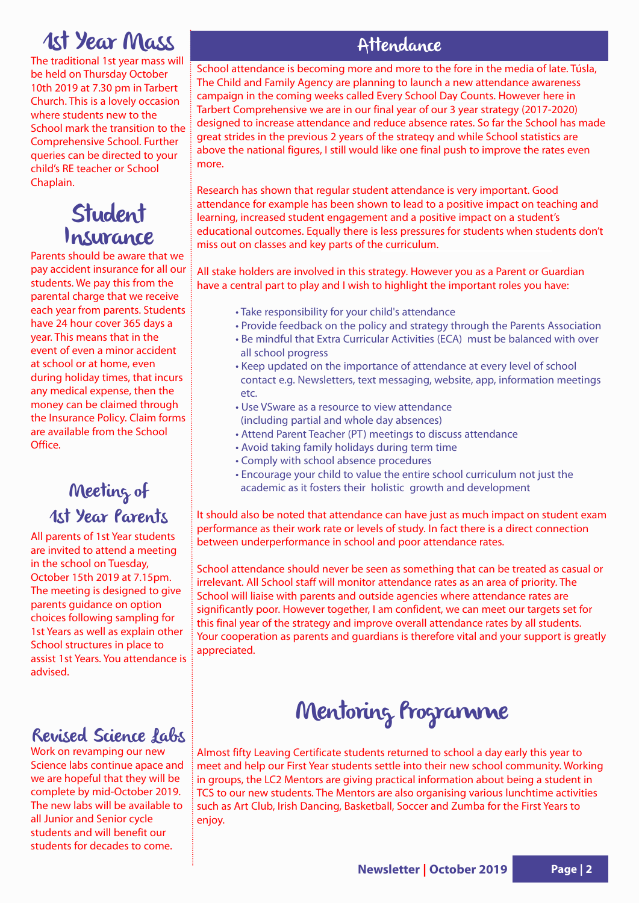## 1st Year Mass

The traditional 1st year mass will be held on Thursday October 10th 2019 at 7.30 pm in Tarbert Church. This is a lovely occasion where students new to the School mark the transition to the Comprehensive School. Further queries can be directed to your child's RE teacher or School Chaplain.

## Student Insurance

Parents should be aware that we pay accident insurance for all our students. We pay this from the parental charge that we receive each year from parents. Students have 24 hour cover 365 days a year. This means that in the event of even a minor accident at school or at home, even during holiday times, that incurs any medical expense, then the money can be claimed through the Insurance Policy. Claim forms are available from the School Office.

## Meeting of 1st Year Parents

All parents of 1st Year students are invited to attend a meeting in the school on Tuesday, October 15th 2019 at 7.15pm. The meeting is designed to give parents guidance on option choices following sampling for 1st Years as well as explain other School structures in place to assist 1st Years. You attendance is advised.

## Revised Science Labs

Work on revamping our new Science labs continue apace and we are hopeful that they will be complete by mid-October 2019. The new labs will be available to all Junior and Senior cycle students and will benefit our students for decades to come.

## Attendance

School attendance is becoming more and more to the fore in the media of late. Túsla, The Child and Family Agency are planning to launch a new attendance awareness campaign in the coming weeks called Every School Day Counts. However here in Tarbert Comprehensive we are in our final year of our 3 year strategy (2017-2020) designed to increase attendance and reduce absence rates. So far the School has made great strides in the previous 2 years of the strategy and while School statistics are above the national figures, I still would like one final push to improve the rates even more.

Research has shown that regular student attendance is very important. Good attendance for example has been shown to lead to a positive impact on teaching and learning, increased student engagement and a positive impact on a student's educational outcomes. Equally there is less pressures for students when students don't miss out on classes and key parts of the curriculum.

All stake holders are involved in this strategy. However you as a Parent or Guardian have a central part to play and I wish to highlight the important roles you have:

- Take responsibility for your child's attendance
- Provide feedback on the policy and strategy through the Parents Association
- Be mindful that Extra Curricular Activities (ECA) must be balanced with over all school progress
- Keep updated on the importance of attendance at every level of school contact e.g. Newsletters, text messaging, website, app, information meetings etc.
- Use VSware as a resource to view attendance (including partial and whole day absences)
- Attend Parent Teacher (PT) meetings to discuss attendance
- Avoid taking family holidays during term time
- Comply with school absence procedures
- Encourage your child to value the entire school curriculum not just the academic as it fosters their holistic growth and development

It should also be noted that attendance can have just as much impact on student exam performance as their work rate or levels of study. In fact there is a direct connection between underperformance in school and poor attendance rates.

School attendance should never be seen as something that can be treated as casual or irrelevant. All School staff will monitor attendance rates as an area of priority. The School will liaise with parents and outside agencies where attendance rates are significantly poor. However together, I am confident, we can meet our targets set for this final year of the strategy and improve overall attendance rates by all students. Your cooperation as parents and guardians is therefore vital and your support is greatly appreciated.

## Mentoring Programme

Almost fifty Leaving Certificate students returned to school a day early this year to meet and help our First Year students settle into their new school community. Working in groups, the LC2 Mentors are giving practical information about being a student in TCS to our new students. The Mentors are also organising various lunchtime activities such as Art Club, Irish Dancing, Basketball, Soccer and Zumba for the First Years to enjoy.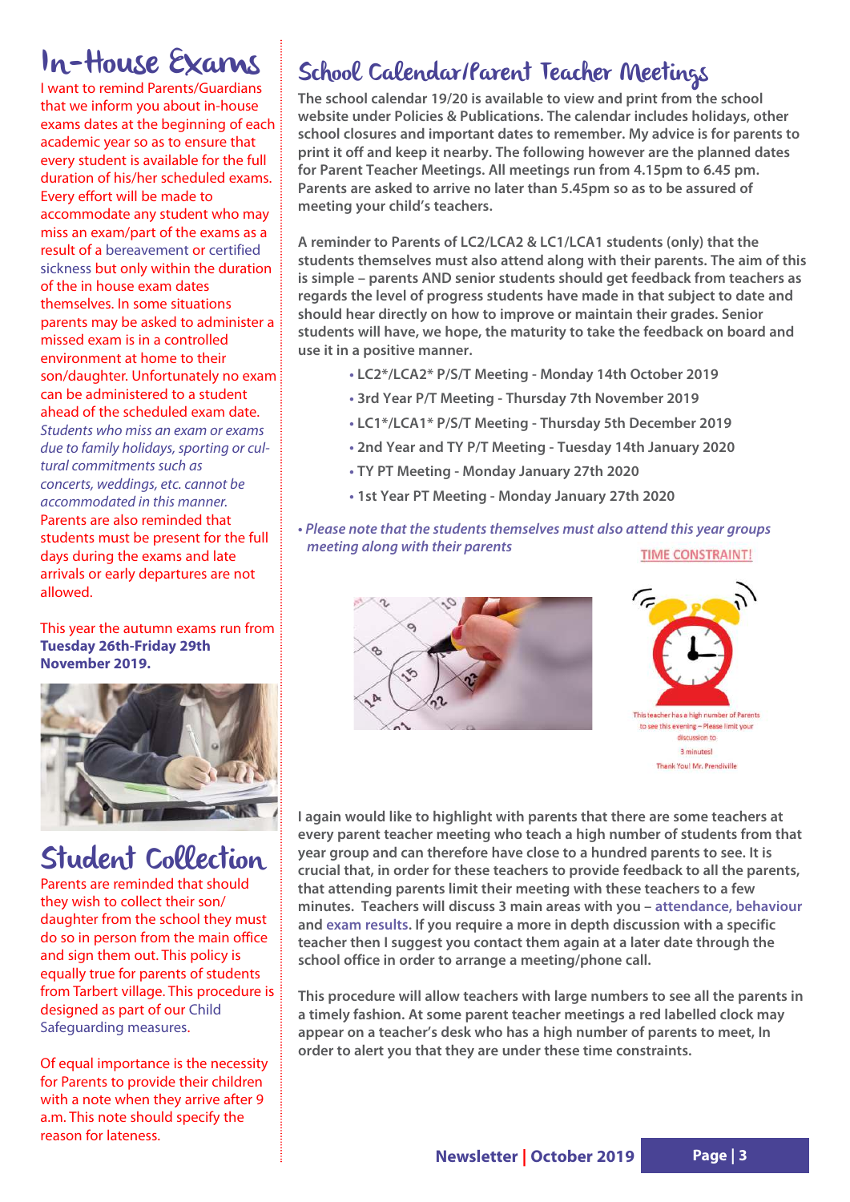# In-House Exams

I want to remind Parents/Guardians that we inform you about in-house exams dates at the beginning of each academic year so as to ensure that every student is available for the full duration of his/her scheduled exams. Every effort will be made to accommodate any student who may miss an exam/part of the exams as a result of a bereavement or certified sickness but only within the duration of the in house exam dates themselves. In some situations parents may be asked to administer a missed exam is in a controlled environment at home to their son/daughter. Unfortunately no exam can be administered to a student ahead of the scheduled exam date. *Students who miss an exam or exams due to family holidays, sporting or cultural commitments such as concerts, weddings, etc. cannot be accommodated in this manner.* Parents are also reminded that students must be present for the full days during the exams and late arrivals or early departures are not allowed.

This year the autumn exams run from **Tuesday 26th-Friday 29th November 2019.**

# Student Collection

Parents are reminded that should they wish to collect their son/daughter from the school they must do so in person from the main office and sign them out. This policy is equally true for parents of students from Tarbert village. This procedure is designed as part of our Child Safeguarding measures.

Of equal importance is the necessity for Parents to provide their children with a note when they arrive after 9 a.m. This note should specify the reason for lateness.

# School Calendar/Parent Teacher Meetings

**The school calendar 19/20 is available to view and print from the school website under Policies & Publications. The calendar includes holidays, other school closures and important dates to remember. My advice is for parents to print it off and keep it nearby. The following however are the planned dates for Parent Teacher Meetings. All meetings run from 4.15pm to 6.45 pm. Parents are asked to arrive no later than 5.45pm so as to be assured of meeting your child's teachers.**

**A reminder to Parents of LC2/LCA2 & LC1/LCA1 students (only) that the students themselves must also attend along with their parents. The aim of this is simple – parents AND senior students should get feedback from teachers as regards the level of progress students have made in that subject to date and should hear directly on how to improve or maintain their grades. Senior students will have, we hope, the maturity to take the feedback on board and use it in a positive manner.**

- **LC2*/LCA2* P/S/T Meeting - Monday 14th October 2019**
- **3rd Year P/T Meeting - Thursday 7th November 2019**
- **LC1*/LCA1* P/S/T Meeting - Thursday 5th December 2019**
- **2nd Year and TY P/T Meeting - Tuesday 14th January 2020**
- **TY PT Meeting - Monday January 27th 2020**
- **1st Year PT Meeting - Monday January 27th 2020**

***Please note that the students themselves must also attend this year groups meeting along with their parents***

TIME CONSTRAINT!

This teacher has a high number of Parents to see this evening – Please limit your discussion to 3 minutes! Thank You! Mr. Prendiville

**I again would like to highlight with parents that there are some teachers at every parent teacher meeting who teach a high number of students from that year group and can therefore have close to a hundred parents to see. It is crucial that, in order for these teachers to provide feedback to all the parents, that attending parents limit their meeting with these teachers to a few minutes. Teachers will discuss 3 main areas with you – attendance, behaviour and exam results. If you require a more in depth discussion with a specific teacher then I suggest you contact them again at a later date through the school office in order to arrange a meeting/phone call.**

**This procedure will allow teachers with large numbers to see all the parents in a timely fashion. At some parent teacher meetings a red labelled clock may appear on a teacher's desk who has a high number of parents to meet, In order to alert you that they are under these time constraints.**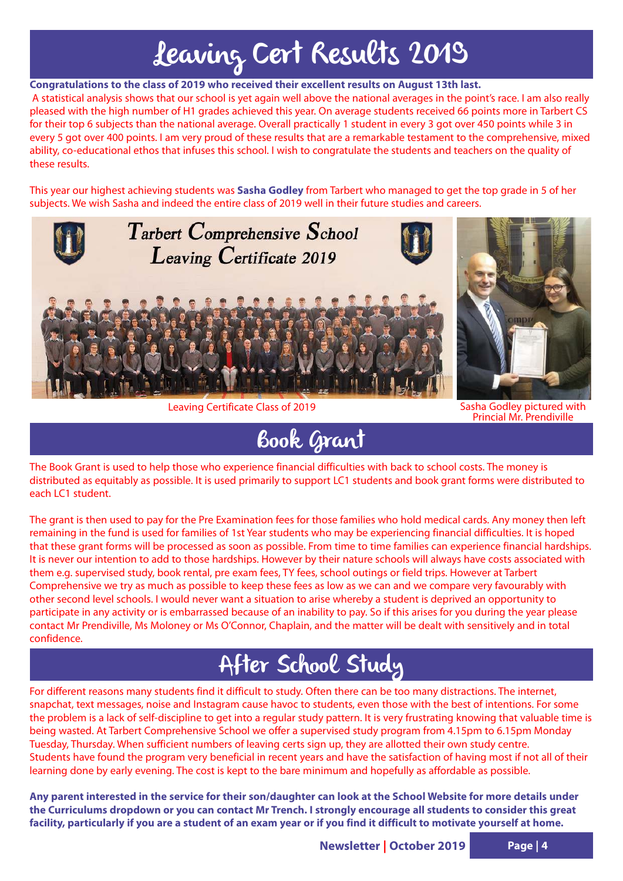# Leaving Cert Results 2019

**Congratulations to the class of 2019 who received their excellent results on August 13th last.**

A statistical analysis shows that our school is yet again well above the national averages in the point's race. I am also really pleased with the high number of H1 grades achieved this year. On average students received 66 points more in Tarbert CS for their top 6 subjects than the national average. Overall practically 1 student in every 3 got over 450 points while 3 in every 5 got over 400 points. I am very proud of these results that are a remarkable testament to the comprehensive, mixed ability, co-educational ethos that infuses this school. I wish to congratulate the students and teachers on the quality of these results.

This year our highest achieving students was **Sasha Godley** from Tarbert who managed to get the top grade in 5 of her subjects. We wish Sasha and indeed the entire class of 2019 well in their future studies and careers.

Tarbert Comprehensive School
Leaving Certificate 2019

Leaving Certificate Class of 2019

Sasha Godley pictured with Princial Mr. Prendiville

# Book Grant

The Book Grant is used to help those who experience financial difficulties with back to school costs. The money is distributed as equitably as possible. It is used primarily to support LC1 students and book grant forms were distributed to each LC1 student.

The grant is then used to pay for the Pre Examination fees for those families who hold medical cards. Any money then left remaining in the fund is used for families of 1st Year students who may be experiencing financial difficulties. It is hoped that these grant forms will be processed as soon as possible. From time to time families can experience financial hardships. It is never our intention to add to those hardships. However by their nature schools will always have costs associated with them e.g. supervised study, book rental, pre exam fees, TY fees, school outings or field trips. However at Tarbert Comprehensive we try as much as possible to keep these fees as low as we can and we compare very favourably with other second level schools. I would never want a situation to arise whereby a student is deprived an opportunity to participate in any activity or is embarrassed because of an inability to pay. So if this arises for you during the year please contact Mr Prendiville, Ms Moloney or Ms O'Connor, Chaplain, and the matter will be dealt with sensitively and in total confidence.

# After School Study

For different reasons many students find it difficult to study. Often there can be too many distractions. The internet, snapchat, text messages, noise and Instagram cause havoc to students, even those with the best of intentions. For some the problem is a lack of self-discipline to get into a regular study pattern. It is very frustrating knowing that valuable time is being wasted. At Tarbert Comprehensive School we offer a supervised study program from 4.15pm to 6.15pm Monday Tuesday, Thursday. When sufficient numbers of leaving certs sign up, they are allotted their own study centre. Students have found the program very beneficial in recent years and have the satisfaction of having most if not all of their learning done by early evening. The cost is kept to the bare minimum and hopefully as affordable as possible.

**Any parent interested in the service for their son/daughter can look at the School Website for more details under the Curriculums dropdown or you can contact Mr Trench. I strongly encourage all students to consider this great facility, particularly if you are a student of an exam year or if you find it difficult to motivate yourself at home.**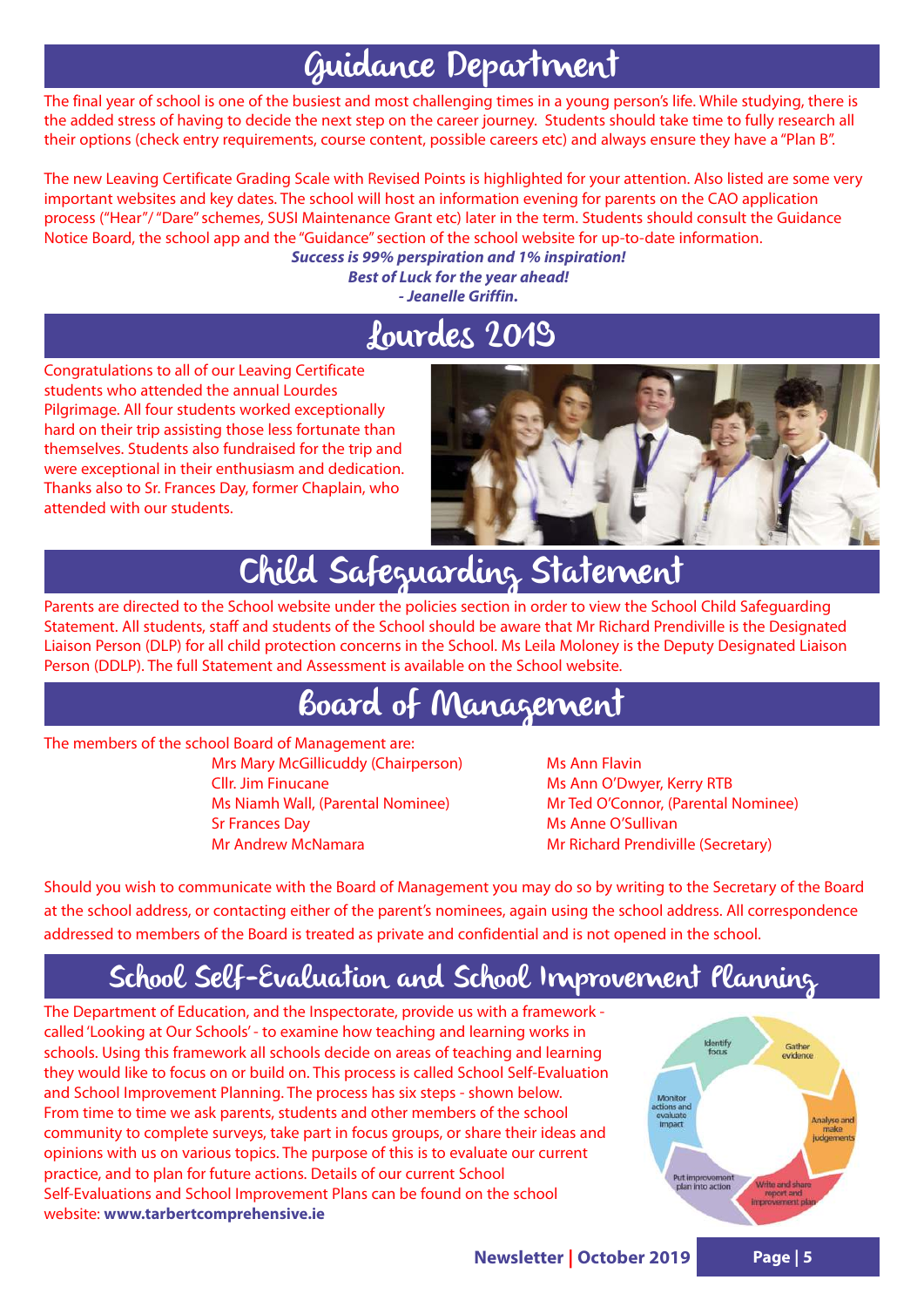## Guidance Department

The final year of school is one of the busiest and most challenging times in a young person's life. While studying, there is the added stress of having to decide the next step on the career journey. Students should take time to fully research all their options (check entry requirements, course content, possible careers etc) and always ensure they have a "Plan B".

The new Leaving Certificate Grading Scale with Revised Points is highlighted for your attention. Also listed are some very important websites and key dates. The school will host an information evening for parents on the CAO application process ("Hear"/ "Dare" schemes, SUSI Maintenance Grant etc) later in the term. Students should consult the Guidance Notice Board, the school app and the "Guidance" section of the school website for up-to-date information.

***Success is 99% perspiration and 1% inspiration!***
***Best of Luck for the year ahead!***
***- Jeanelle Griffin.***

## Lourdes 2019

Congratulations to all of our Leaving Certificate students who attended the annual Lourdes Pilgrimage. All four students worked exceptionally hard on their trip assisting those less fortunate than themselves. Students also fundraised for the trip and were exceptional in their enthusiasm and dedication. Thanks also to Sr. Frances Day, former Chaplain, who attended with our students.

## Child Safeguarding Statement

Parents are directed to the School website under the policies section in order to view the School Child Safeguarding Statement. All students, staff and students of the School should be aware that Mr Richard Prendiville is the Designated Liaison Person (DLP) for all child protection concerns in the School. Ms Leila Moloney is the Deputy Designated Liaison Person (DDLP). The full Statement and Assessment is available on the School website.

## Board of Management

The members of the school Board of Management are:

- Mrs Mary McGillicuddy (Chairperson)
- Cllr. Jim Finucane
- Ms Niamh Wall, (Parental Nominee)
- Sr Frances Day
- Mr Andrew McNamara
- Ms Ann Flavin
- Ms Ann O'Dwyer, Kerry RTB
- Mr Ted O'Connor, (Parental Nominee)
- Ms Anne O'Sullivan
- Mr Richard Prendiville (Secretary)

Should you wish to communicate with the Board of Management you may do so by writing to the Secretary of the Board at the school address, or contacting either of the parent's nominees, again using the school address. All correspondence addressed to members of the Board is treated as private and confidential and is not opened in the school.

## School Self-Evaluation and School Improvement Planning

The Department of Education, and the Inspectorate, provide us with a framework - called 'Looking at Our Schools' - to examine how teaching and learning works in schools. Using this framework all schools decide on areas of teaching and learning they would like to focus on or build on. This process is called School Self-Evaluation and School Improvement Planning. The process has six steps - shown below. From time to time we ask parents, students and other members of the school community to complete surveys, take part in focus groups, or share their ideas and opinions with us on various topics. The purpose of this is to evaluate our current practice, and to plan for future actions. Details of our current School Self-Evaluations and School Improvement Plans can be found on the school website: **www.tarbertcomprehensive.ie**

Identify focus → Gather evidence → Analyse and make judgements → Write and share report and improvement plan → Put improvement plan into action → Monitor actions and evaluate impact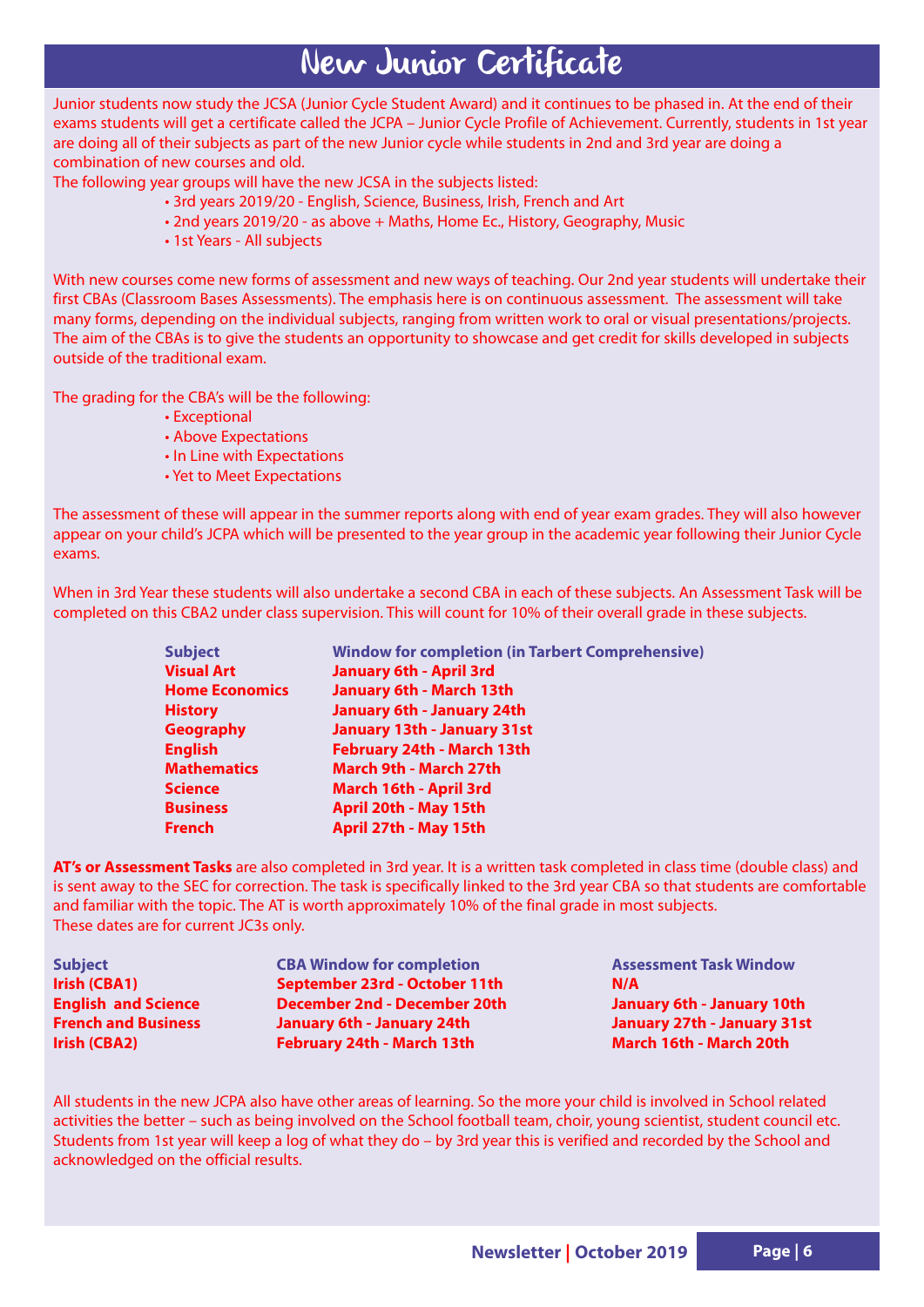# New Junior Certificate

Junior students now study the JCSA (Junior Cycle Student Award) and it continues to be phased in. At the end of their exams students will get a certificate called the JCPA – Junior Cycle Profile of Achievement. Currently, students in 1st year are doing all of their subjects as part of the new Junior cycle while students in 2nd and 3rd year are doing a combination of new courses and old.

The following year groups will have the new JCSA in the subjects listed:

- 3rd years 2019/20 - English, Science, Business, Irish, French and Art
- 2nd years 2019/20 - as above + Maths, Home Ec., History, Geography, Music
- 1st Years - All subjects

With new courses come new forms of assessment and new ways of teaching. Our 2nd year students will undertake their first CBAs (Classroom Bases Assessments). The emphasis here is on continuous assessment. The assessment will take many forms, depending on the individual subjects, ranging from written work to oral or visual presentations/projects. The aim of the CBAs is to give the students an opportunity to showcase and get credit for skills developed in subjects outside of the traditional exam.

The grading for the CBA's will be the following:

- Exceptional
- Above Expectations
- In Line with Expectations
- Yet to Meet Expectations

The assessment of these will appear in the summer reports along with end of year exam grades. They will also however appear on your child's JCPA which will be presented to the year group in the academic year following their Junior Cycle exams.

When in 3rd Year these students will also undertake a second CBA in each of these subjects. An Assessment Task will be completed on this CBA2 under class supervision. This will count for 10% of their overall grade in these subjects.

| Subject | Window for completion (in Tarbert Comprehensive) |
|---|---|
| Visual Art | January 6th - April 3rd |
| Home Economics | January 6th - March 13th |
| History | January 6th - January 24th |
| Geography | January 13th - January 31st |
| English | February 24th - March 13th |
| Mathematics | March 9th - March 27th |
| Science | March 16th - April 3rd |
| Business | April 20th - May 15th |
| French | April 27th - May 15th |

**AT's or Assessment Tasks** are also completed in 3rd year. It is a written task completed in class time (double class) and is sent away to the SEC for correction. The task is specifically linked to the 3rd year CBA so that students are comfortable and familiar with the topic. The AT is worth approximately 10% of the final grade in most subjects.
These dates are for current JC3s only.

| Subject | CBA Window for completion | Assessment Task Window |
|---|---|---|
| Irish (CBA1) | September 23rd - October 11th | N/A |
| English and Science | December 2nd - December 20th | January 6th - January 10th |
| French and Business | January 6th - January 24th | January 27th - January 31st |
| Irish (CBA2) | February 24th - March 13th | March 16th - March 20th |

All students in the new JCPA also have other areas of learning. So the more your child is involved in School related activities the better – such as being involved on the School football team, choir, young scientist, student council etc. Students from 1st year will keep a log of what they do – by 3rd year this is verified and recorded by the School and acknowledged on the official results.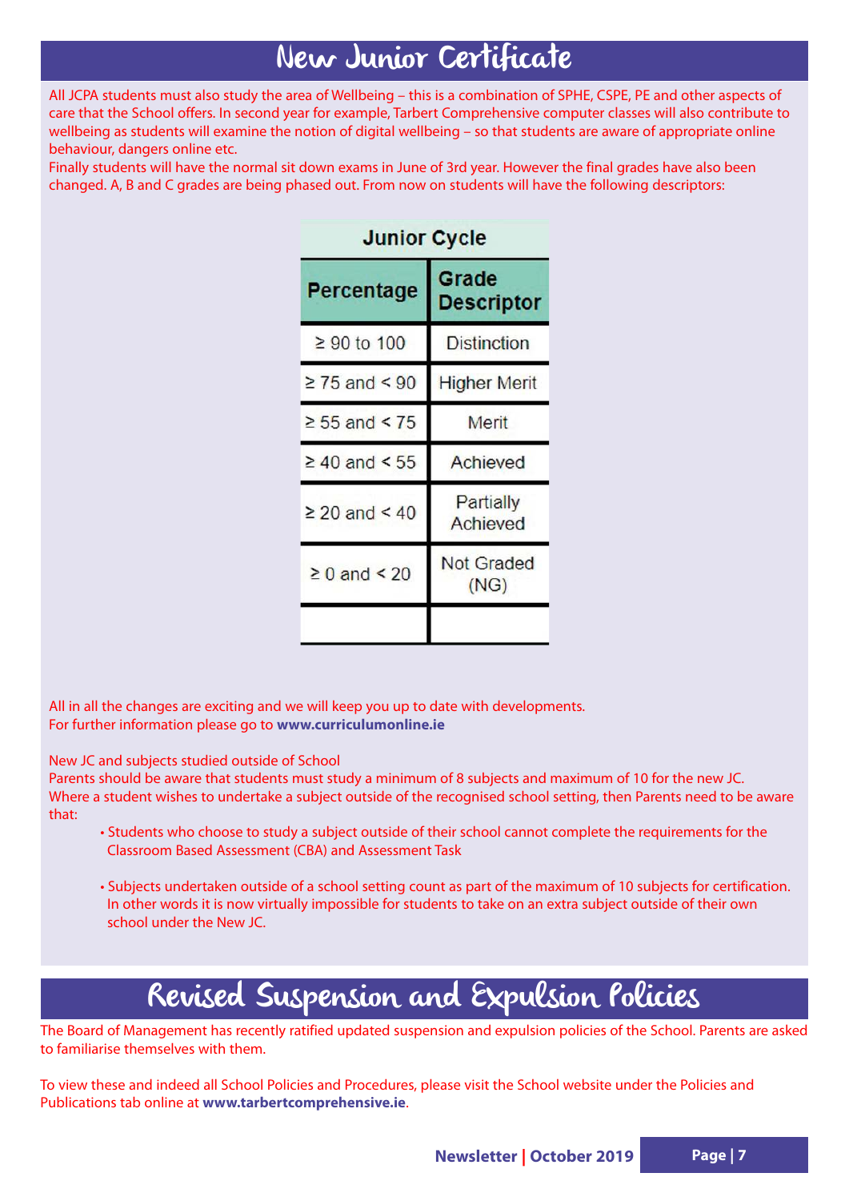# New Junior Certificate

All JCPA students must also study the area of Wellbeing – this is a combination of SPHE, CSPE, PE and other aspects of care that the School offers. In second year for example, Tarbert Comprehensive computer classes will also contribute to wellbeing as students will examine the notion of digital wellbeing – so that students are aware of appropriate online behaviour, dangers online etc.

Finally students will have the normal sit down exams in June of 3rd year. However the final grades have also been changed. A, B and C grades are being phased out. From now on students will have the following descriptors:

| Junior Cycle | |
|---|---|
| **Percentage** | **Grade Descriptor** |
| ≥ 90 to 100 | Distinction |
| ≥ 75 and < 90 | Higher Merit |
| ≥ 55 and < 75 | Merit |
| ≥ 40 and < 55 | Achieved |
| ≥ 20 and < 40 | Partially Achieved |
| ≥ 0 and < 20 | Not Graded (NG) |
| | |

All in all the changes are exciting and we will keep you up to date with developments.
For further information please go to **www.curriculumonline.ie**

New JC and subjects studied outside of School

Parents should be aware that students must study a minimum of 8 subjects and maximum of 10 for the new JC. Where a student wishes to undertake a subject outside of the recognised school setting, then Parents need to be aware that:

- Students who choose to study a subject outside of their school cannot complete the requirements for the Classroom Based Assessment (CBA) and Assessment Task
- Subjects undertaken outside of a school setting count as part of the maximum of 10 subjects for certification. In other words it is now virtually impossible for students to take on an extra subject outside of their own school under the New JC.

# Revised Suspension and Expulsion Policies

The Board of Management has recently ratified updated suspension and expulsion policies of the School. Parents are asked to familiarise themselves with them.

To view these and indeed all School Policies and Procedures, please visit the School website under the Policies and Publications tab online at **www.tarbertcomprehensive.ie**.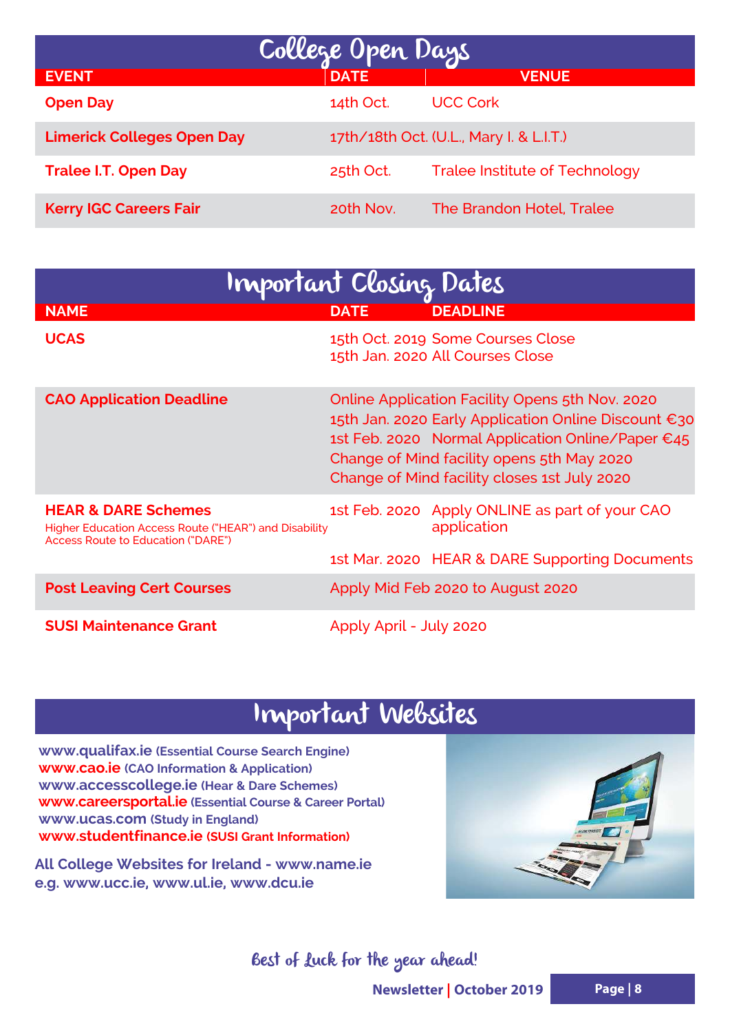## College Open Days

| EVENT | DATE | VENUE |
|---|---|---|
| **Open Day** | 14th Oct. | UCC Cork |
| **Limerick Colleges Open Day** | 17th/18th Oct. (U.L., Mary I. & L.I.T.) | |
| **Tralee I.T. Open Day** | 25th Oct. | Tralee Institute of Technology |
| **Kerry IGC Careers Fair** | 20th Nov. | The Brandon Hotel, Tralee |

## Important Closing Dates

| NAME | DATE | DEADLINE |
|---|---|---|
| **UCAS** | 15th Oct. 2019<br>15th Jan. 2020 | Some Courses Close<br>All Courses Close |
| **CAO Application Deadline** | Online Application Facility Opens 5th Nov. 2020<br>15th Jan. 2020<br>1st Feb. 2020<br>Change of Mind facility opens 5th May 2020<br>Change of Mind facility closes 1st July 2020 | <br>Early Application Online Discount €30<br>Normal Application Online/Paper €45 |
| **HEAR & DARE Schemes**<br>Higher Education Access Route ("HEAR") and Disability Access Route to Education ("DARE") | 1st Feb. 2020<br>1st Mar. 2020 | Apply ONLINE as part of your CAO application<br>HEAR & DARE Supporting Documents |
| **Post Leaving Cert Courses** | Apply Mid Feb 2020 to August 2020 | |
| **SUSI Maintenance Grant** | Apply April - July 2020 | |

## Important Websites

**www.qualifax.ie** (Essential Course Search Engine)
**www.cao.ie** (CAO Information & Application)
**www.accesscollege.ie** (Hear & Dare Schemes)
**www.careersportal.ie** (Essential Course & Career Portal)
**www.ucas.com** (Study in England)
**www.studentfinance.ie** (SUSI Grant Information)

**All College Websites for Ireland - www.name.ie**
**e.g. www.ucc.ie, www.ul.ie, www.dcu.ie**

*Best of Luck for the year ahead!*

**Newsletter | October 2019**